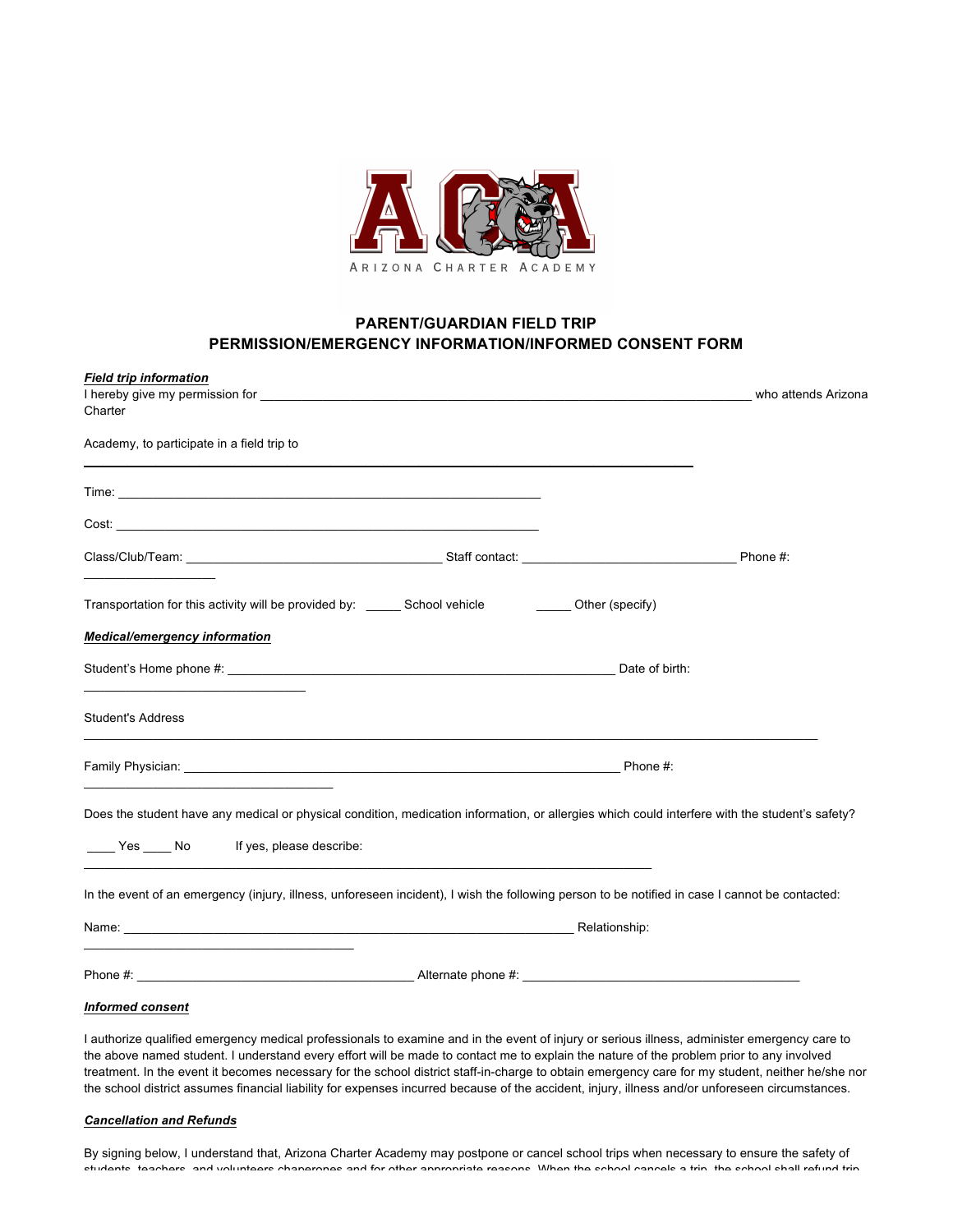ARIZONA CHARTER ACADEMY

# PARENT/GUARDIAN FIELD TRIP PERMISSION/EMERGENCY INFORMATION/INFORMED CONSENT FORM

***Field trip information***

I hereby give my permission for ___________________________________________________________________________ who attends Arizona Charter

Academy, to participate in a field trip to

___________________________________________________________________________________________

Time: ____________________________________________________________

Cost: ____________________________________________________________

Class/Club/Team: ____________________________________ Staff contact: ______________________________ Phone #: ___________________

Transportation for this activity will be provided by: _____ School vehicle _____ Other (specify)

***Medical/emergency information***

Student's Home phone #: _______________________________________________________ Date of birth: _____________________________

Student's Address

_______________________________________________________________________________________________________

Family Physician: ________________________________________________________________ Phone #: ___________________________________

Does the student have any medical or physical condition, medication information, or allergies which could interfere with the student's safety?

____ Yes ____ No If yes, please describe: ________________________________________________________________________________

In the event of an emergency (injury, illness, unforeseen incident), I wish the following person to be notified in case I cannot be contacted:

Name: _________________________________________________________________ Relationship: ______________________________________

Phone #: ________________________________________ Alternate phone #: ________________________________________

***Informed consent***

I authorize qualified emergency medical professionals to examine and in the event of injury or serious illness, administer emergency care to the above named student. I understand every effort will be made to contact me to explain the nature of the problem prior to any involved treatment. In the event it becomes necessary for the school district staff-in-charge to obtain emergency care for my student, neither he/she nor the school district assumes financial liability for expenses incurred because of the accident, injury, illness and/or unforeseen circumstances.

***Cancellation and Refunds***

By signing below, I understand that, Arizona Charter Academy may postpone or cancel school trips when necessary to ensure the safety of students, teachers, and volunteers chaperones and for other appropriate reasons. When the school cancels a trip, the school shall refund trip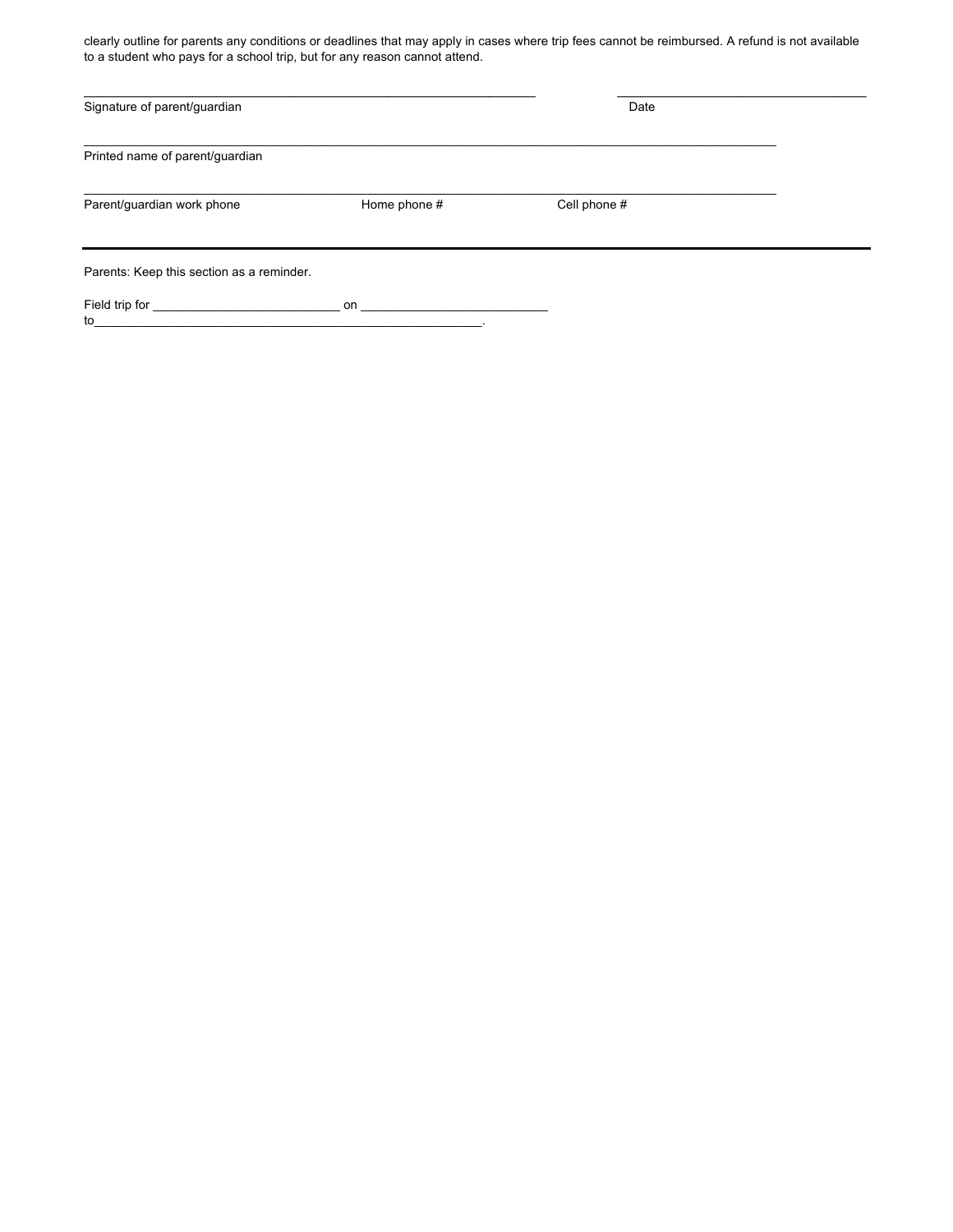clearly outline for parents any conditions or deadlines that may apply in cases where trip fees cannot be reimbursed. A refund is not available to a student who pays for a school trip, but for any reason cannot attend.

\_\_\_\_\_\_\_\_\_\_\_\_\_\_\_\_\_\_\_\_\_\_\_\_\_\_\_\_\_\_\_\_\_\_\_\_\_\_\_\_\_\_\_\_\_\_\_\_\_\_\_\_\_\_\_ \_\_\_\_\_\_\_\_\_\_\_\_\_\_\_\_\_\_\_\_\_\_\_\_\_\_\_\_\_\_\_\_\_\_\_\_

Signature of parent/guardian Date

\_\_\_\_\_\_\_\_\_\_\_\_\_\_\_\_\_\_\_\_\_\_\_\_\_\_\_\_\_\_\_\_\_\_\_\_\_\_\_\_\_\_\_\_\_\_\_\_\_\_\_\_\_\_\_\_\_\_\_\_\_\_\_\_\_\_\_\_\_\_\_\_\_\_\_\_\_\_\_\_\_\_\_\_

Printed name of parent/guardian

\_\_\_\_\_\_\_\_\_\_\_\_\_\_\_\_\_\_\_\_\_\_\_\_\_\_\_\_\_\_\_\_\_\_\_\_\_\_\_\_\_\_\_\_\_\_\_\_\_\_\_\_\_\_\_\_\_\_\_\_\_\_\_\_\_\_\_\_\_\_\_\_\_\_\_\_\_\_\_\_\_\_\_\_

Parent/guardian work phone Home phone # Cell phone #

---

Parents: Keep this section as a reminder.

Field trip for \_\_\_\_\_\_\_\_\_\_\_\_\_\_\_\_\_\_\_\_\_\_\_\_\_\_\_ on \_\_\_\_\_\_\_\_\_\_\_\_\_\_\_\_\_\_\_\_\_\_\_\_\_\_\_
to\_\_\_\_\_\_\_\_\_\_\_\_\_\_\_\_\_\_\_\_\_\_\_\_\_\_\_\_\_\_\_\_\_\_\_\_\_\_\_\_\_\_\_\_\_\_\_\_\_\_\_\_\_\_\_\_\_\_.